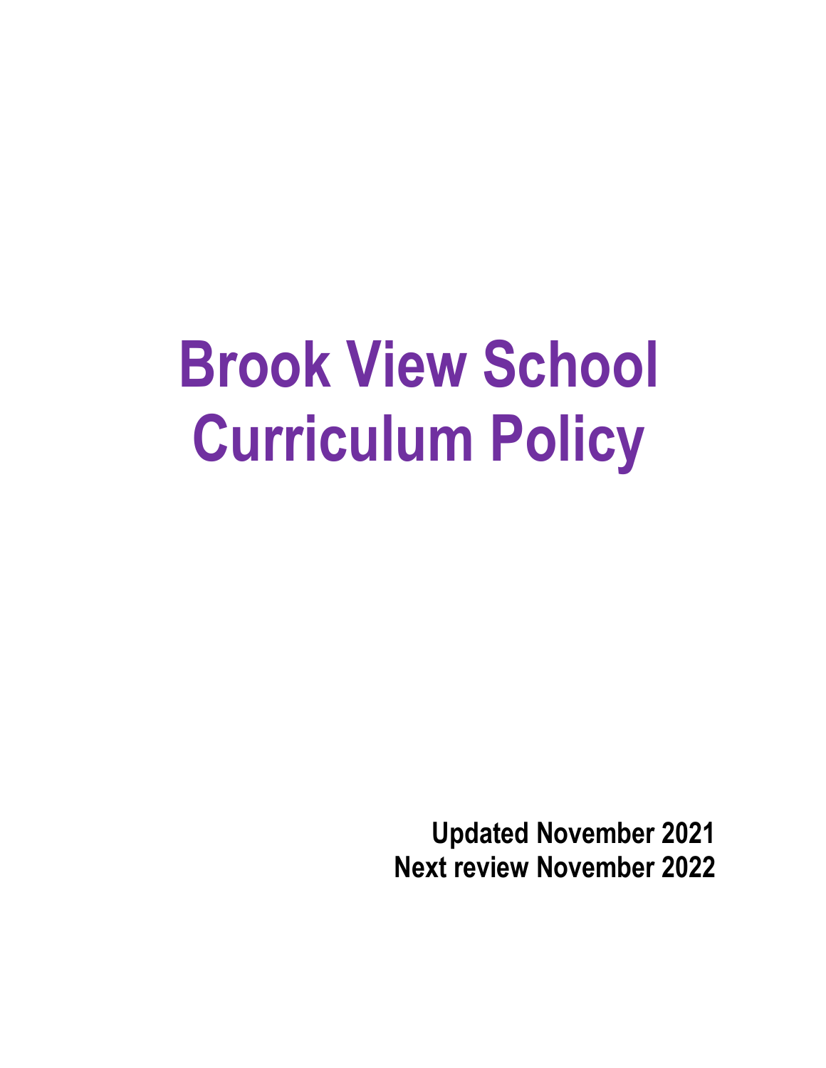# Brook View School Curriculum Policy

**Updated November 2021**
**Next review November 2022**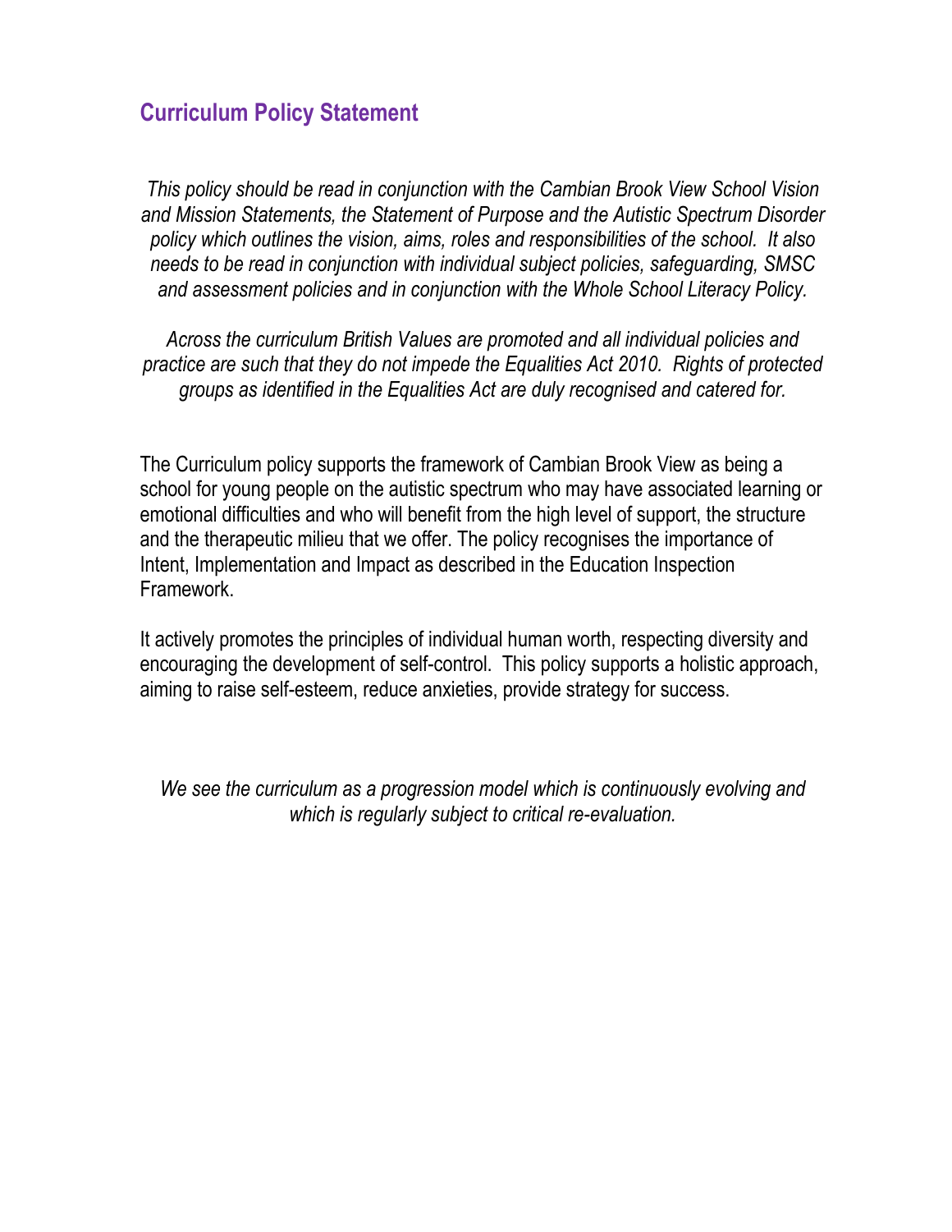## Curriculum Policy Statement

*This policy should be read in conjunction with the Cambian Brook View School Vision and Mission Statements, the Statement of Purpose and the Autistic Spectrum Disorder policy which outlines the vision, aims, roles and responsibilities of the school. It also needs to be read in conjunction with individual subject policies, safeguarding, SMSC and assessment policies and in conjunction with the Whole School Literacy Policy.*

*Across the curriculum British Values are promoted and all individual policies and practice are such that they do not impede the Equalities Act 2010. Rights of protected groups as identified in the Equalities Act are duly recognised and catered for.*

The Curriculum policy supports the framework of Cambian Brook View as being a school for young people on the autistic spectrum who may have associated learning or emotional difficulties and who will benefit from the high level of support, the structure and the therapeutic milieu that we offer. The policy recognises the importance of Intent, Implementation and Impact as described in the Education Inspection Framework.

It actively promotes the principles of individual human worth, respecting diversity and encouraging the development of self-control. This policy supports a holistic approach, aiming to raise self-esteem, reduce anxieties, provide strategy for success.

*We see the curriculum as a progression model which is continuously evolving and which is regularly subject to critical re-evaluation.*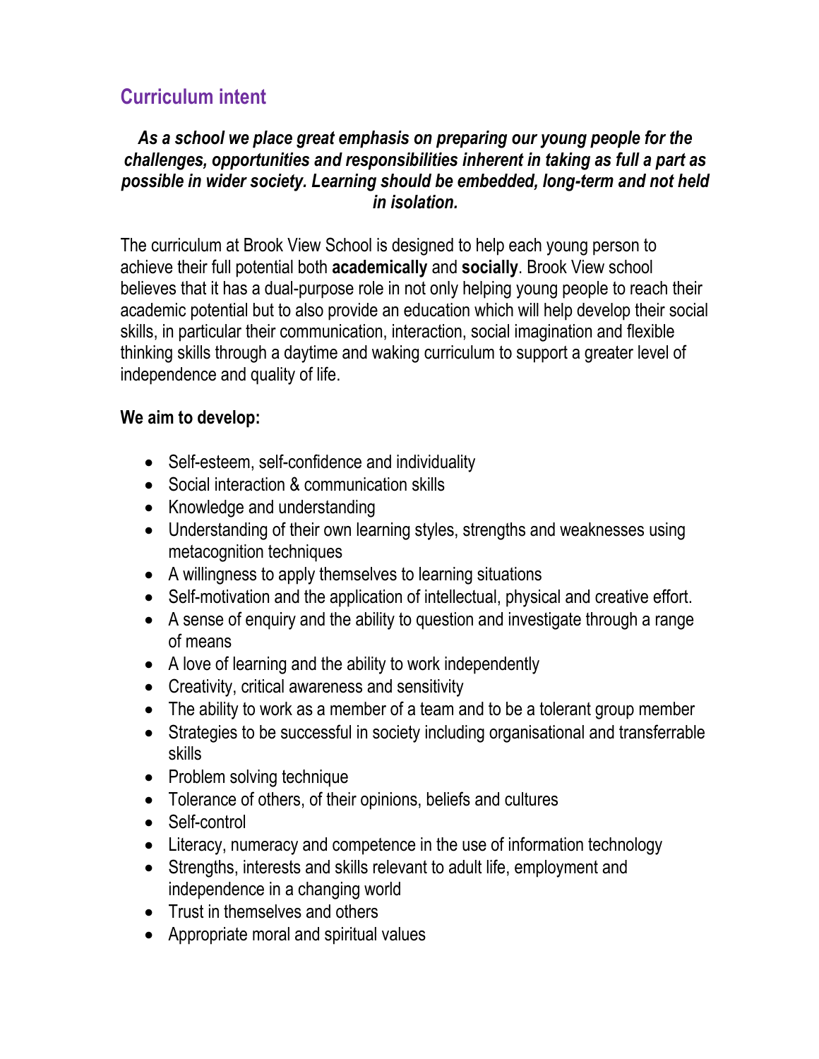## Curriculum intent

***As a school we place great emphasis on preparing our young people for the challenges, opportunities and responsibilities inherent in taking as full a part as possible in wider society. Learning should be embedded, long-term and not held in isolation.***

The curriculum at Brook View School is designed to help each young person to achieve their full potential both **academically** and **socially**. Brook View school believes that it has a dual-purpose role in not only helping young people to reach their academic potential but to also provide an education which will help develop their social skills, in particular their communication, interaction, social imagination and flexible thinking skills through a daytime and waking curriculum to support a greater level of independence and quality of life.

**We aim to develop:**

- Self-esteem, self-confidence and individuality
- Social interaction & communication skills
- Knowledge and understanding
- Understanding of their own learning styles, strengths and weaknesses using metacognition techniques
- A willingness to apply themselves to learning situations
- Self-motivation and the application of intellectual, physical and creative effort.
- A sense of enquiry and the ability to question and investigate through a range of means
- A love of learning and the ability to work independently
- Creativity, critical awareness and sensitivity
- The ability to work as a member of a team and to be a tolerant group member
- Strategies to be successful in society including organisational and transferrable skills
- Problem solving technique
- Tolerance of others, of their opinions, beliefs and cultures
- Self-control
- Literacy, numeracy and competence in the use of information technology
- Strengths, interests and skills relevant to adult life, employment and independence in a changing world
- Trust in themselves and others
- Appropriate moral and spiritual values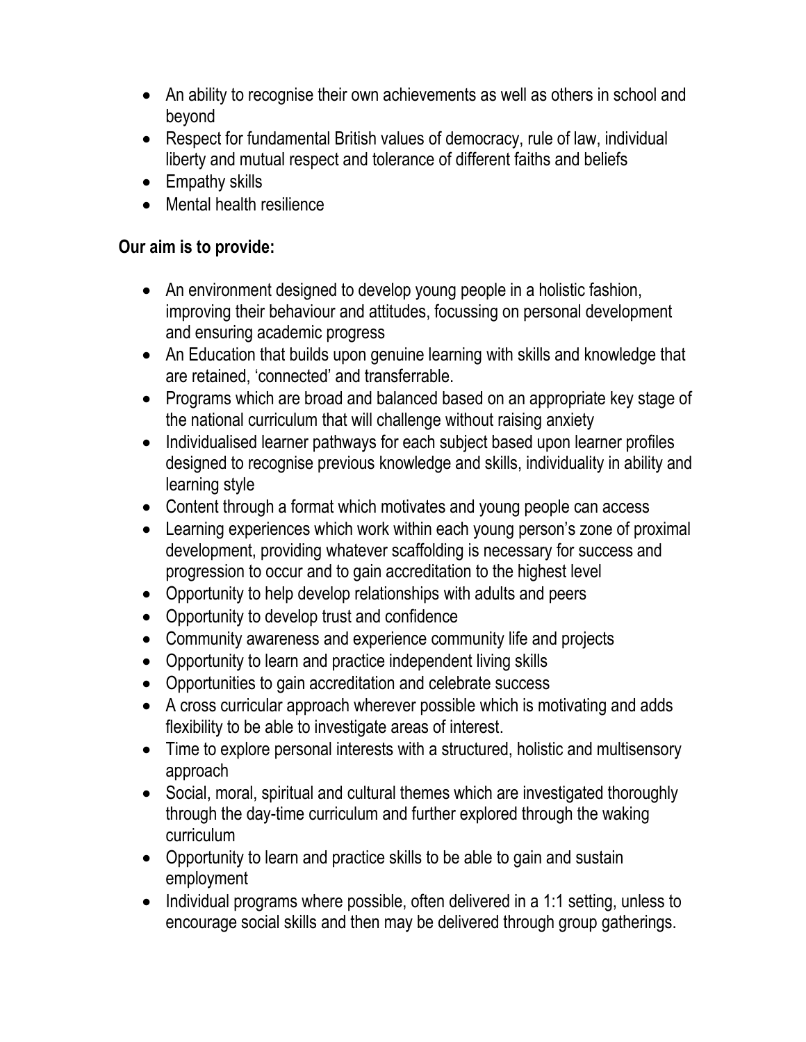- An ability to recognise their own achievements as well as others in school and beyond
- Respect for fundamental British values of democracy, rule of law, individual liberty and mutual respect and tolerance of different faiths and beliefs
- Empathy skills
- Mental health resilience

**Our aim is to provide:**

- An environment designed to develop young people in a holistic fashion, improving their behaviour and attitudes, focussing on personal development and ensuring academic progress
- An Education that builds upon genuine learning with skills and knowledge that are retained, 'connected' and transferrable.
- Programs which are broad and balanced based on an appropriate key stage of the national curriculum that will challenge without raising anxiety
- Individualised learner pathways for each subject based upon learner profiles designed to recognise previous knowledge and skills, individuality in ability and learning style
- Content through a format which motivates and young people can access
- Learning experiences which work within each young person's zone of proximal development, providing whatever scaffolding is necessary for success and progression to occur and to gain accreditation to the highest level
- Opportunity to help develop relationships with adults and peers
- Opportunity to develop trust and confidence
- Community awareness and experience community life and projects
- Opportunity to learn and practice independent living skills
- Opportunities to gain accreditation and celebrate success
- A cross curricular approach wherever possible which is motivating and adds flexibility to be able to investigate areas of interest.
- Time to explore personal interests with a structured, holistic and multisensory approach
- Social, moral, spiritual and cultural themes which are investigated thoroughly through the day-time curriculum and further explored through the waking curriculum
- Opportunity to learn and practice skills to be able to gain and sustain employment
- Individual programs where possible, often delivered in a 1:1 setting, unless to encourage social skills and then may be delivered through group gatherings.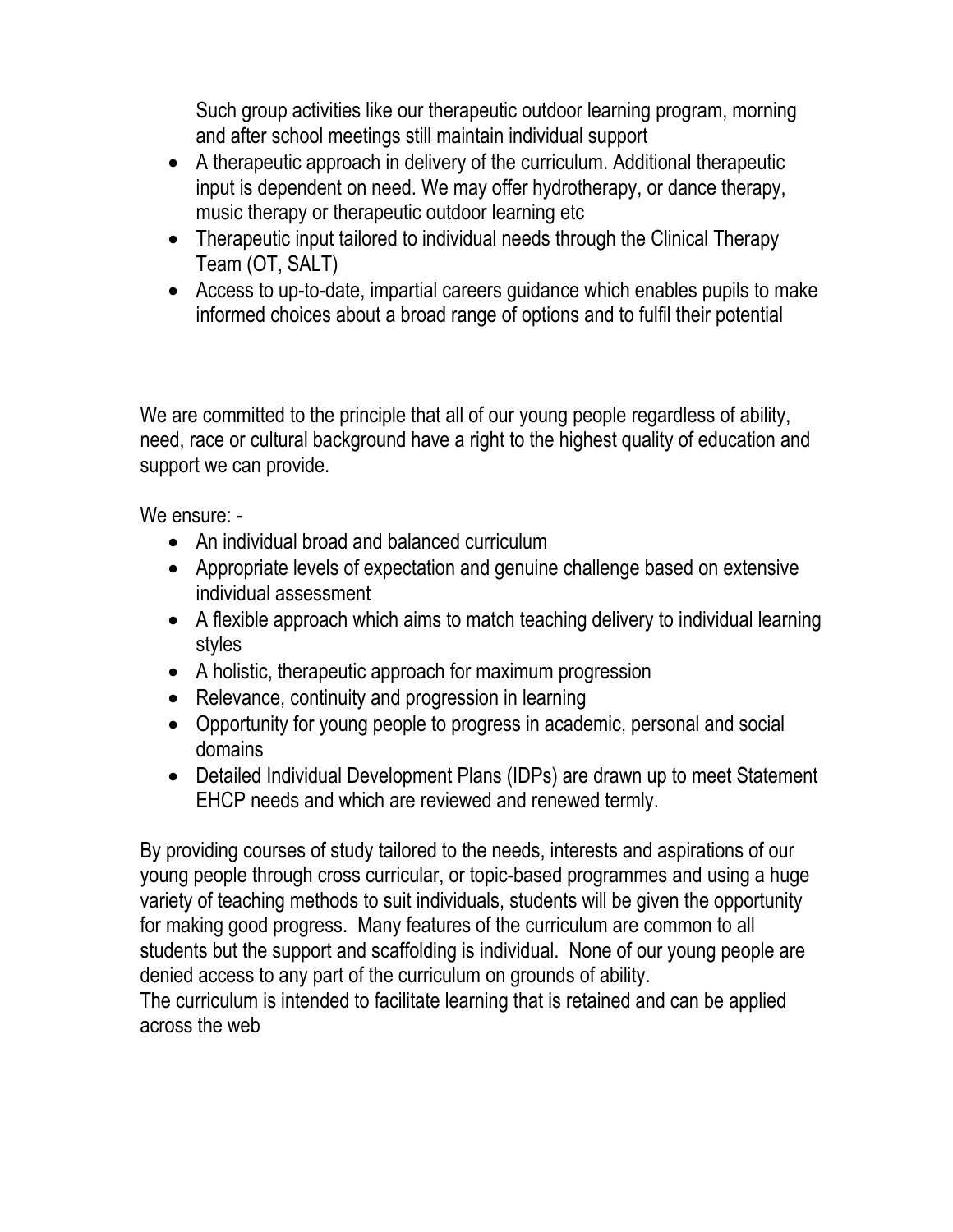Such group activities like our therapeutic outdoor learning program, morning and after school meetings still maintain individual support

- A therapeutic approach in delivery of the curriculum. Additional therapeutic input is dependent on need. We may offer hydrotherapy, or dance therapy, music therapy or therapeutic outdoor learning etc
- Therapeutic input tailored to individual needs through the Clinical Therapy Team (OT, SALT)
- Access to up-to-date, impartial careers guidance which enables pupils to make informed choices about a broad range of options and to fulfil their potential

We are committed to the principle that all of our young people regardless of ability, need, race or cultural background have a right to the highest quality of education and support we can provide.

We ensure: -

- An individual broad and balanced curriculum
- Appropriate levels of expectation and genuine challenge based on extensive individual assessment
- A flexible approach which aims to match teaching delivery to individual learning styles
- A holistic, therapeutic approach for maximum progression
- Relevance, continuity and progression in learning
- Opportunity for young people to progress in academic, personal and social domains
- Detailed Individual Development Plans (IDPs) are drawn up to meet Statement EHCP needs and which are reviewed and renewed termly.

By providing courses of study tailored to the needs, interests and aspirations of our young people through cross curricular, or topic-based programmes and using a huge variety of teaching methods to suit individuals, students will be given the opportunity for making good progress. Many features of the curriculum are common to all students but the support and scaffolding is individual. None of our young people are denied access to any part of the curriculum on grounds of ability.
The curriculum is intended to facilitate learning that is retained and can be applied across the web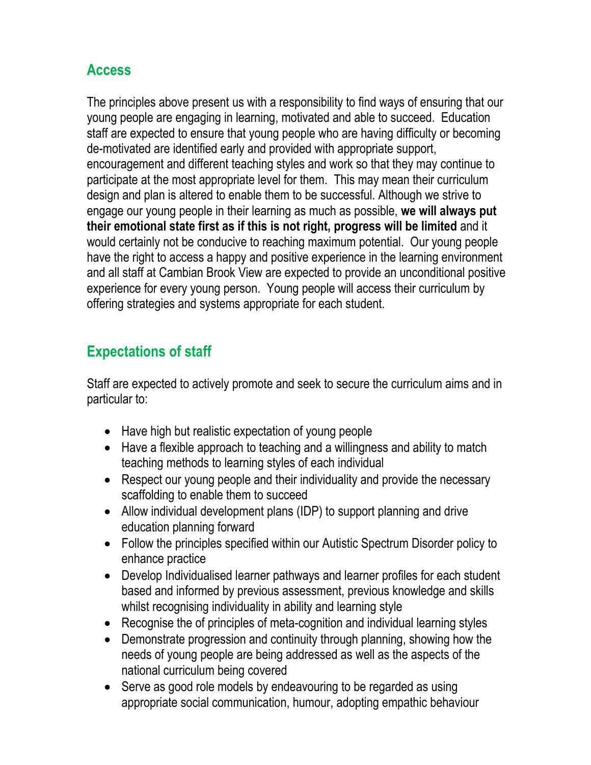## Access

The principles above present us with a responsibility to find ways of ensuring that our young people are engaging in learning, motivated and able to succeed. Education staff are expected to ensure that young people who are having difficulty or becoming de-motivated are identified early and provided with appropriate support, encouragement and different teaching styles and work so that they may continue to participate at the most appropriate level for them. This may mean their curriculum design and plan is altered to enable them to be successful. Although we strive to engage our young people in their learning as much as possible, **we will always put their emotional state first as if this is not right, progress will be limited** and it would certainly not be conducive to reaching maximum potential. Our young people have the right to access a happy and positive experience in the learning environment and all staff at Cambian Brook View are expected to provide an unconditional positive experience for every young person. Young people will access their curriculum by offering strategies and systems appropriate for each student.

## Expectations of staff

Staff are expected to actively promote and seek to secure the curriculum aims and in particular to:

- Have high but realistic expectation of young people
- Have a flexible approach to teaching and a willingness and ability to match teaching methods to learning styles of each individual
- Respect our young people and their individuality and provide the necessary scaffolding to enable them to succeed
- Allow individual development plans (IDP) to support planning and drive education planning forward
- Follow the principles specified within our Autistic Spectrum Disorder policy to enhance practice
- Develop Individualised learner pathways and learner profiles for each student based and informed by previous assessment, previous knowledge and skills whilst recognising individuality in ability and learning style
- Recognise the of principles of meta-cognition and individual learning styles
- Demonstrate progression and continuity through planning, showing how the needs of young people are being addressed as well as the aspects of the national curriculum being covered
- Serve as good role models by endeavouring to be regarded as using appropriate social communication, humour, adopting empathic behaviour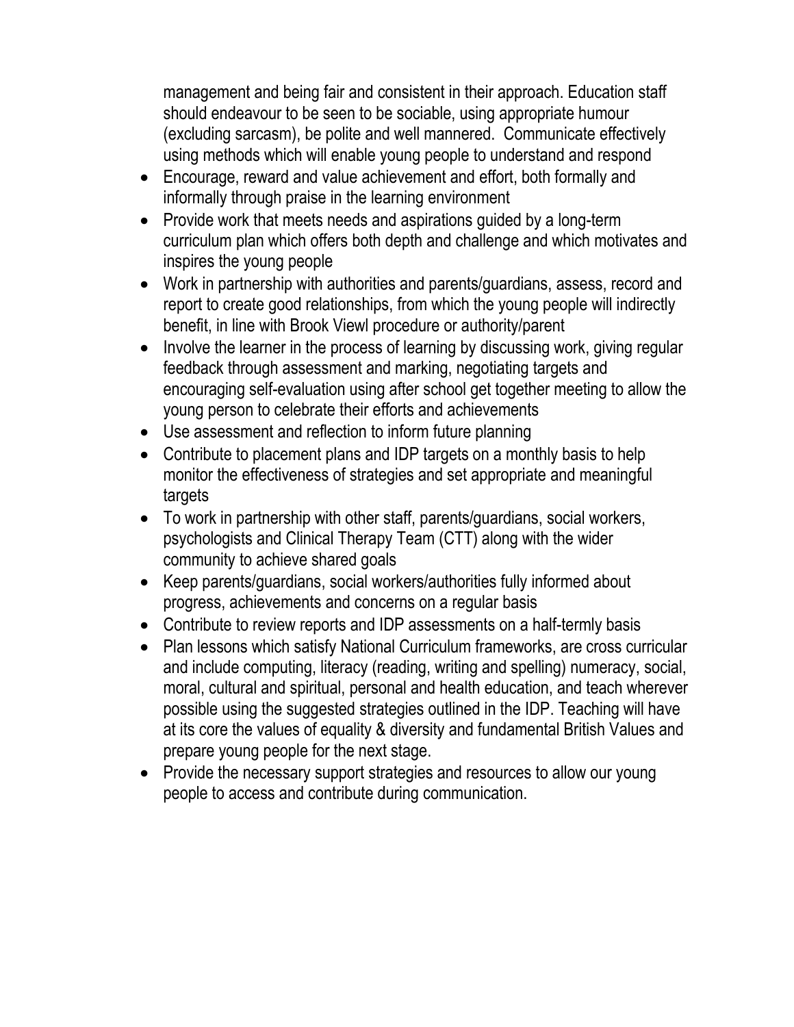management and being fair and consistent in their approach. Education staff should endeavour to be seen to be sociable, using appropriate humour (excluding sarcasm), be polite and well mannered.  Communicate effectively using methods which will enable young people to understand and respond

- Encourage, reward and value achievement and effort, both formally and informally through praise in the learning environment
- Provide work that meets needs and aspirations guided by a long-term curriculum plan which offers both depth and challenge and which motivates and inspires the young people
- Work in partnership with authorities and parents/guardians, assess, record and report to create good relationships, from which the young people will indirectly benefit, in line with Brook Viewl procedure or authority/parent
- Involve the learner in the process of learning by discussing work, giving regular feedback through assessment and marking, negotiating targets and encouraging self-evaluation using after school get together meeting to allow the young person to celebrate their efforts and achievements
- Use assessment and reflection to inform future planning
- Contribute to placement plans and IDP targets on a monthly basis to help monitor the effectiveness of strategies and set appropriate and meaningful targets
- To work in partnership with other staff, parents/guardians, social workers, psychologists and Clinical Therapy Team (CTT) along with the wider community to achieve shared goals
- Keep parents/guardians, social workers/authorities fully informed about progress, achievements and concerns on a regular basis
- Contribute to review reports and IDP assessments on a half-termly basis
- Plan lessons which satisfy National Curriculum frameworks, are cross curricular and include computing, literacy (reading, writing and spelling) numeracy, social, moral, cultural and spiritual, personal and health education, and teach wherever possible using the suggested strategies outlined in the IDP. Teaching will have at its core the values of equality & diversity and fundamental British Values and prepare young people for the next stage.
- Provide the necessary support strategies and resources to allow our young people to access and contribute during communication.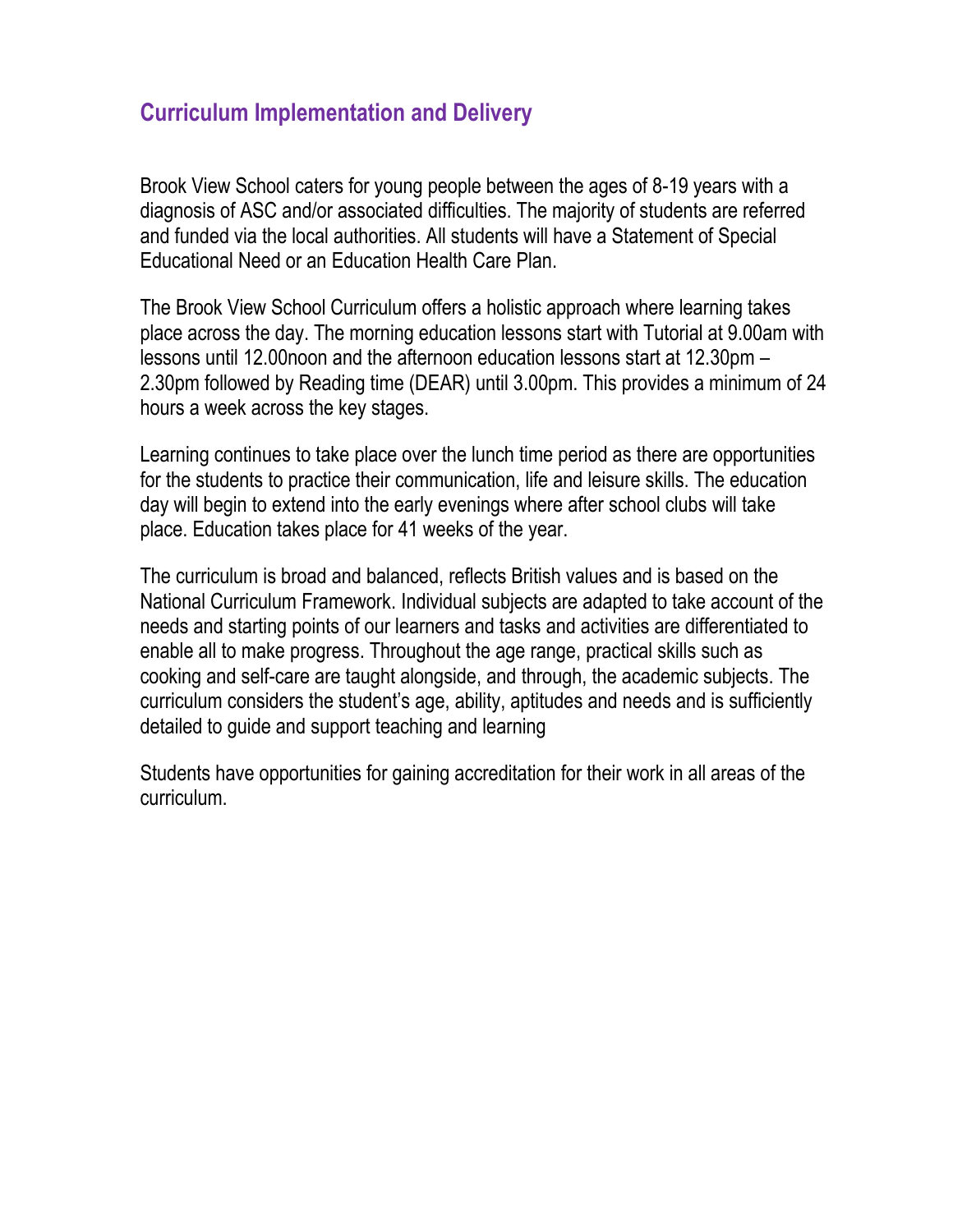## Curriculum Implementation and Delivery

Brook View School caters for young people between the ages of 8-19 years with a diagnosis of ASC and/or associated difficulties. The majority of students are referred and funded via the local authorities. All students will have a Statement of Special Educational Need or an Education Health Care Plan.

The Brook View School Curriculum offers a holistic approach where learning takes place across the day. The morning education lessons start with Tutorial at 9.00am with lessons until 12.00noon and the afternoon education lessons start at 12.30pm – 2.30pm followed by Reading time (DEAR) until 3.00pm. This provides a minimum of 24 hours a week across the key stages.

Learning continues to take place over the lunch time period as there are opportunities for the students to practice their communication, life and leisure skills. The education day will begin to extend into the early evenings where after school clubs will take place. Education takes place for 41 weeks of the year.

The curriculum is broad and balanced, reflects British values and is based on the National Curriculum Framework. Individual subjects are adapted to take account of the needs and starting points of our learners and tasks and activities are differentiated to enable all to make progress. Throughout the age range, practical skills such as cooking and self-care are taught alongside, and through, the academic subjects. The curriculum considers the student's age, ability, aptitudes and needs and is sufficiently detailed to guide and support teaching and learning

Students have opportunities for gaining accreditation for their work in all areas of the curriculum.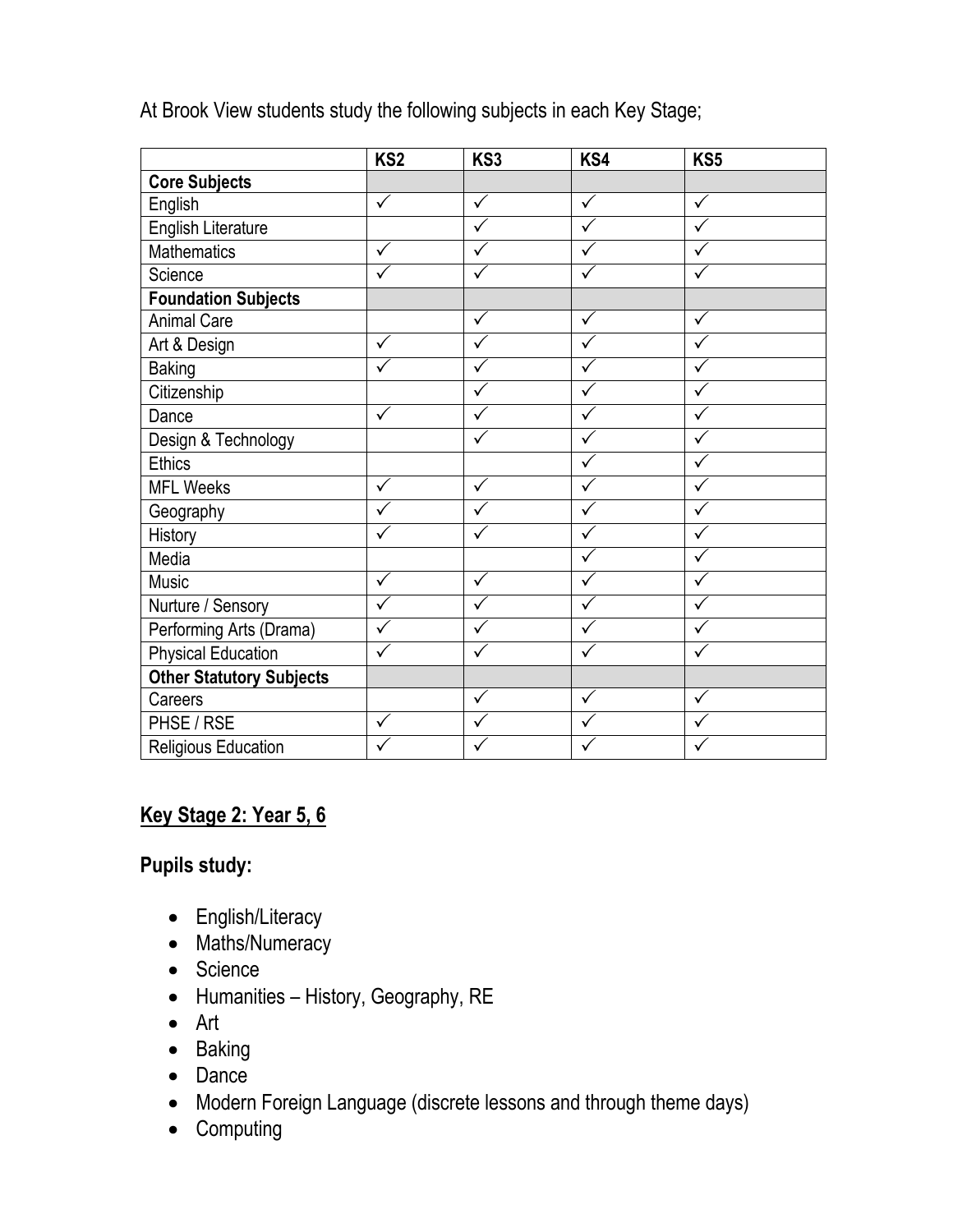At Brook View students study the following subjects in each Key Stage;

| | KS2 | KS3 | KS4 | KS5 |
|---|---|---|---|---|
| **Core Subjects** | | | | |
| English | ✓ | ✓ | ✓ | ✓ |
| English Literature | | ✓ | ✓ | ✓ |
| Mathematics | ✓ | ✓ | ✓ | ✓ |
| Science | ✓ | ✓ | ✓ | ✓ |
| **Foundation Subjects** | | | | |
| Animal Care | | ✓ | ✓ | ✓ |
| Art & Design | ✓ | ✓ | ✓ | ✓ |
| Baking | ✓ | ✓ | ✓ | ✓ |
| Citizenship | | ✓ | ✓ | ✓ |
| Dance | ✓ | ✓ | ✓ | ✓ |
| Design & Technology | | ✓ | ✓ | ✓ |
| Ethics | | | ✓ | ✓ |
| MFL Weeks | ✓ | ✓ | ✓ | ✓ |
| Geography | ✓ | ✓ | ✓ | ✓ |
| History | ✓ | ✓ | ✓ | ✓ |
| Media | | | ✓ | ✓ |
| Music | ✓ | ✓ | ✓ | ✓ |
| Nurture / Sensory | ✓ | ✓ | ✓ | ✓ |
| Performing Arts (Drama) | ✓ | ✓ | ✓ | ✓ |
| Physical Education | ✓ | ✓ | ✓ | ✓ |
| **Other Statutory Subjects** | | | | |
| Careers | | ✓ | ✓ | ✓ |
| PHSE / RSE | ✓ | ✓ | ✓ | ✓ |
| Religious Education | ✓ | ✓ | ✓ | ✓ |

## Key Stage 2: Year 5, 6

### Pupils study:

- English/Literacy
- Maths/Numeracy
- Science
- Humanities – History, Geography, RE
- Art
- Baking
- Dance
- Modern Foreign Language (discrete lessons and through theme days)
- Computing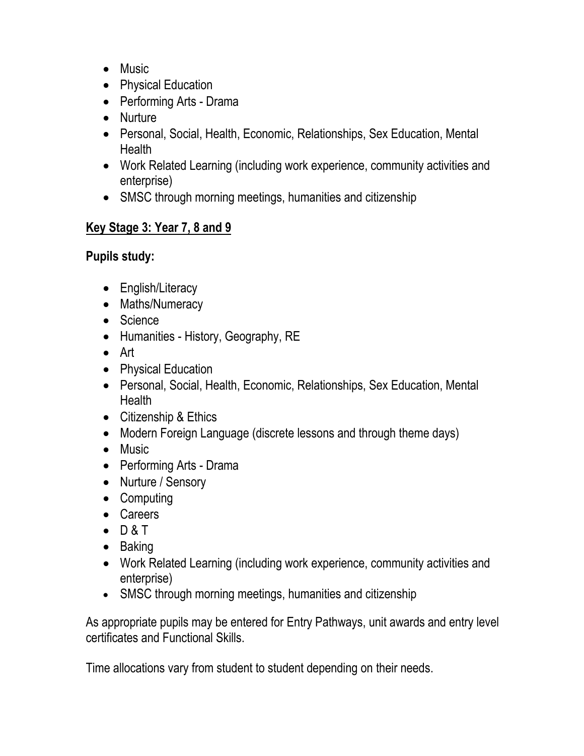- Music
- Physical Education
- Performing Arts - Drama
- Nurture
- Personal, Social, Health, Economic, Relationships, Sex Education, Mental Health
- Work Related Learning (including work experience, community activities and enterprise)
- SMSC through morning meetings, humanities and citizenship

## Key Stage 3: Year 7, 8 and 9

**Pupils study:**

- English/Literacy
- Maths/Numeracy
- Science
- Humanities - History, Geography, RE
- Art
- Physical Education
- Personal, Social, Health, Economic, Relationships, Sex Education, Mental Health
- Citizenship & Ethics
- Modern Foreign Language (discrete lessons and through theme days)
- Music
- Performing Arts - Drama
- Nurture / Sensory
- Computing
- Careers
- D & T
- Baking
- Work Related Learning (including work experience, community activities and enterprise)
- SMSC through morning meetings, humanities and citizenship

As appropriate pupils may be entered for Entry Pathways, unit awards and entry level certificates and Functional Skills.

Time allocations vary from student to student depending on their needs.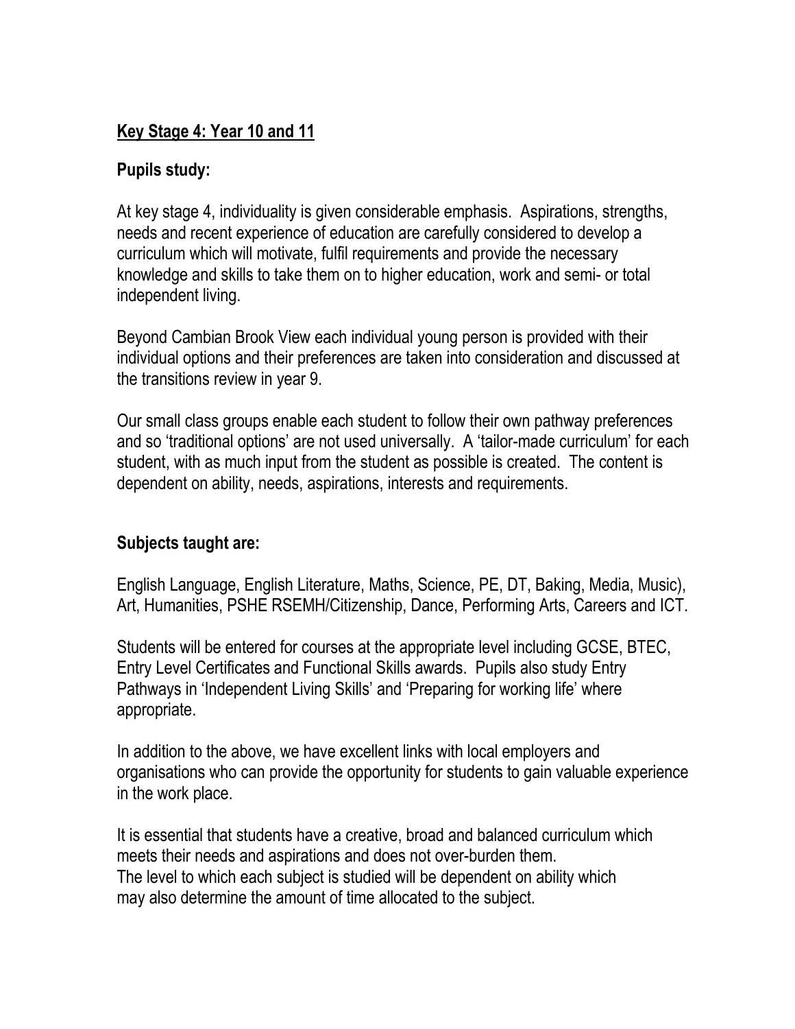## Key Stage 4: Year 10 and 11

### Pupils study:

At key stage 4, individuality is given considerable emphasis. Aspirations, strengths, needs and recent experience of education are carefully considered to develop a curriculum which will motivate, fulfil requirements and provide the necessary knowledge and skills to take them on to higher education, work and semi- or total independent living.

Beyond Cambian Brook View each individual young person is provided with their individual options and their preferences are taken into consideration and discussed at the transitions review in year 9.

Our small class groups enable each student to follow their own pathway preferences and so 'traditional options' are not used universally. A 'tailor-made curriculum' for each student, with as much input from the student as possible is created. The content is dependent on ability, needs, aspirations, interests and requirements.

### Subjects taught are:

English Language, English Literature, Maths, Science, PE, DT, Baking, Media, Music), Art, Humanities, PSHE RSEMH/Citizenship, Dance, Performing Arts, Careers and ICT.

Students will be entered for courses at the appropriate level including GCSE, BTEC, Entry Level Certificates and Functional Skills awards. Pupils also study Entry Pathways in 'Independent Living Skills' and 'Preparing for working life' where appropriate.

In addition to the above, we have excellent links with local employers and organisations who can provide the opportunity for students to gain valuable experience in the work place.

It is essential that students have a creative, broad and balanced curriculum which meets their needs and aspirations and does not over-burden them.
The level to which each subject is studied will be dependent on ability which may also determine the amount of time allocated to the subject.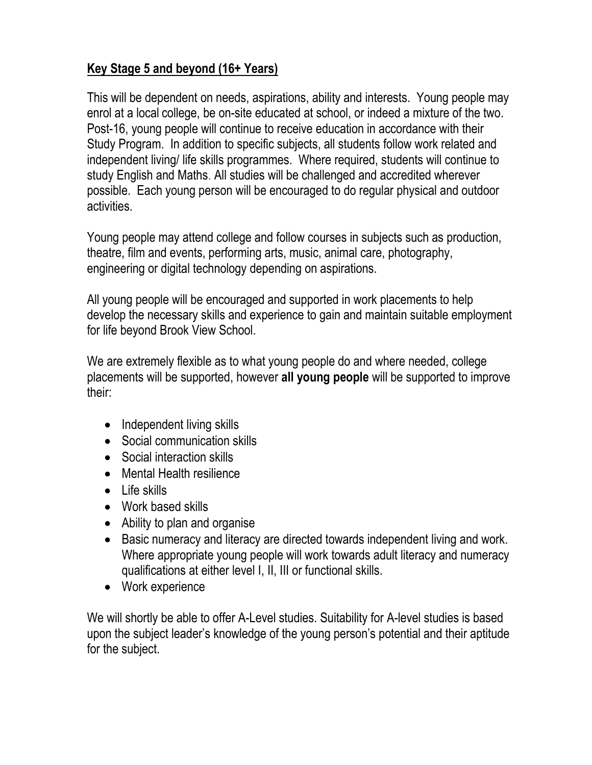## **Key Stage 5 and beyond (16+ Years)**

This will be dependent on needs, aspirations, ability and interests. Young people may enrol at a local college, be on-site educated at school, or indeed a mixture of the two. Post-16, young people will continue to receive education in accordance with their Study Program. In addition to specific subjects, all students follow work related and independent living/ life skills programmes. Where required, students will continue to study English and Maths. All studies will be challenged and accredited wherever possible. Each young person will be encouraged to do regular physical and outdoor activities.

Young people may attend college and follow courses in subjects such as production, theatre, film and events, performing arts, music, animal care, photography, engineering or digital technology depending on aspirations.

All young people will be encouraged and supported in work placements to help develop the necessary skills and experience to gain and maintain suitable employment for life beyond Brook View School.

We are extremely flexible as to what young people do and where needed, college placements will be supported, however **all young people** will be supported to improve their:

- Independent living skills
- Social communication skills
- Social interaction skills
- Mental Health resilience
- Life skills
- Work based skills
- Ability to plan and organise
- Basic numeracy and literacy are directed towards independent living and work. Where appropriate young people will work towards adult literacy and numeracy qualifications at either level I, II, III or functional skills.
- Work experience

We will shortly be able to offer A-Level studies. Suitability for A-level studies is based upon the subject leader's knowledge of the young person's potential and their aptitude for the subject.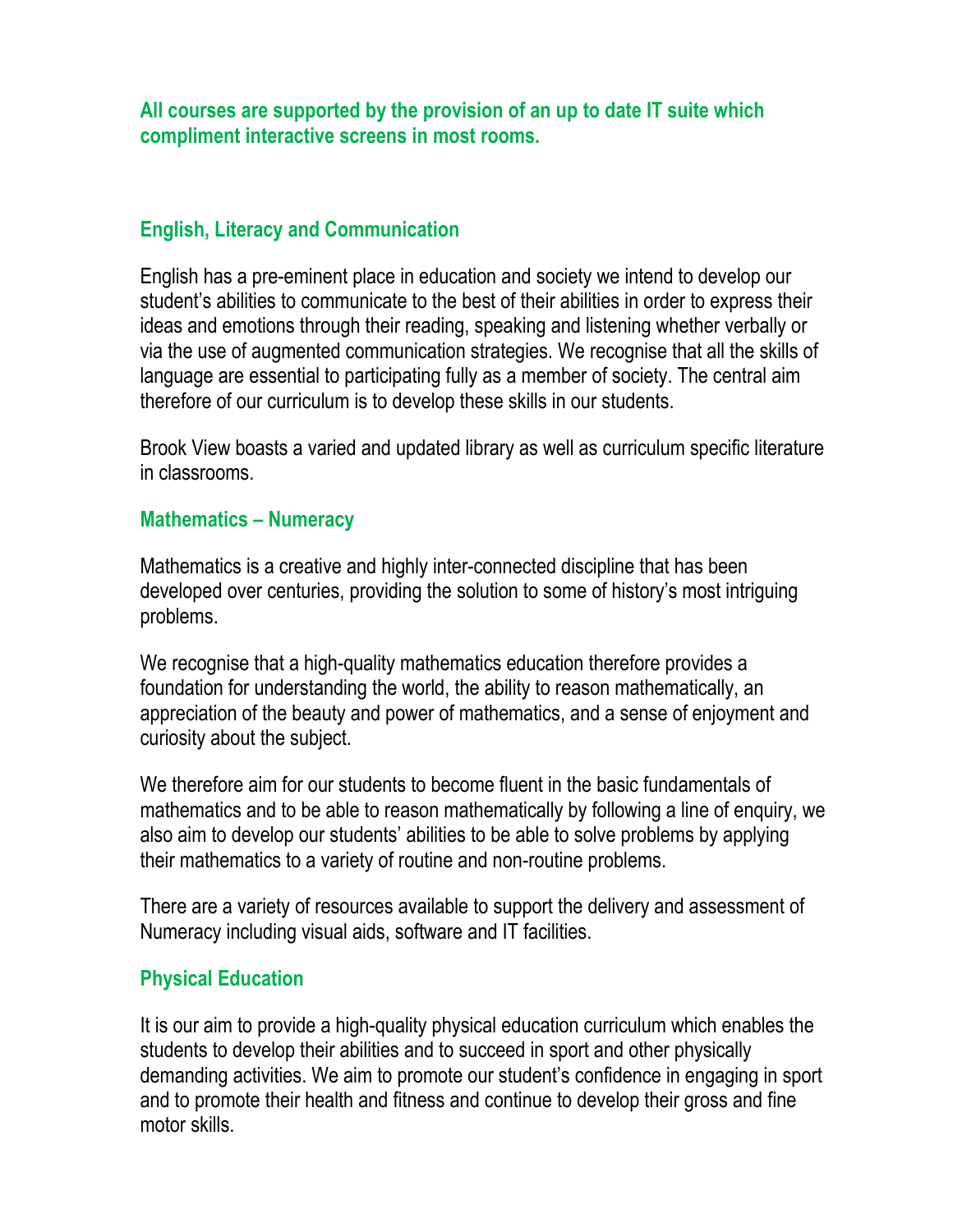**All courses are supported by the provision of an up to date IT suite which compliment interactive screens in most rooms.**

## English, Literacy and Communication

English has a pre-eminent place in education and society we intend to develop our student's abilities to communicate to the best of their abilities in order to express their ideas and emotions through their reading, speaking and listening whether verbally or via the use of augmented communication strategies. We recognise that all the skills of language are essential to participating fully as a member of society. The central aim therefore of our curriculum is to develop these skills in our students.

Brook View boasts a varied and updated library as well as curriculum specific literature in classrooms.

## Mathematics – Numeracy

Mathematics is a creative and highly inter-connected discipline that has been developed over centuries, providing the solution to some of history's most intriguing problems.

We recognise that a high-quality mathematics education therefore provides a foundation for understanding the world, the ability to reason mathematically, an appreciation of the beauty and power of mathematics, and a sense of enjoyment and curiosity about the subject.

We therefore aim for our students to become fluent in the basic fundamentals of mathematics and to be able to reason mathematically by following a line of enquiry, we also aim to develop our students' abilities to be able to solve problems by applying their mathematics to a variety of routine and non-routine problems.

There are a variety of resources available to support the delivery and assessment of Numeracy including visual aids, software and IT facilities.

## Physical Education

It is our aim to provide a high-quality physical education curriculum which enables the students to develop their abilities and to succeed in sport and other physically demanding activities. We aim to promote our student's confidence in engaging in sport and to promote their health and fitness and continue to develop their gross and fine motor skills.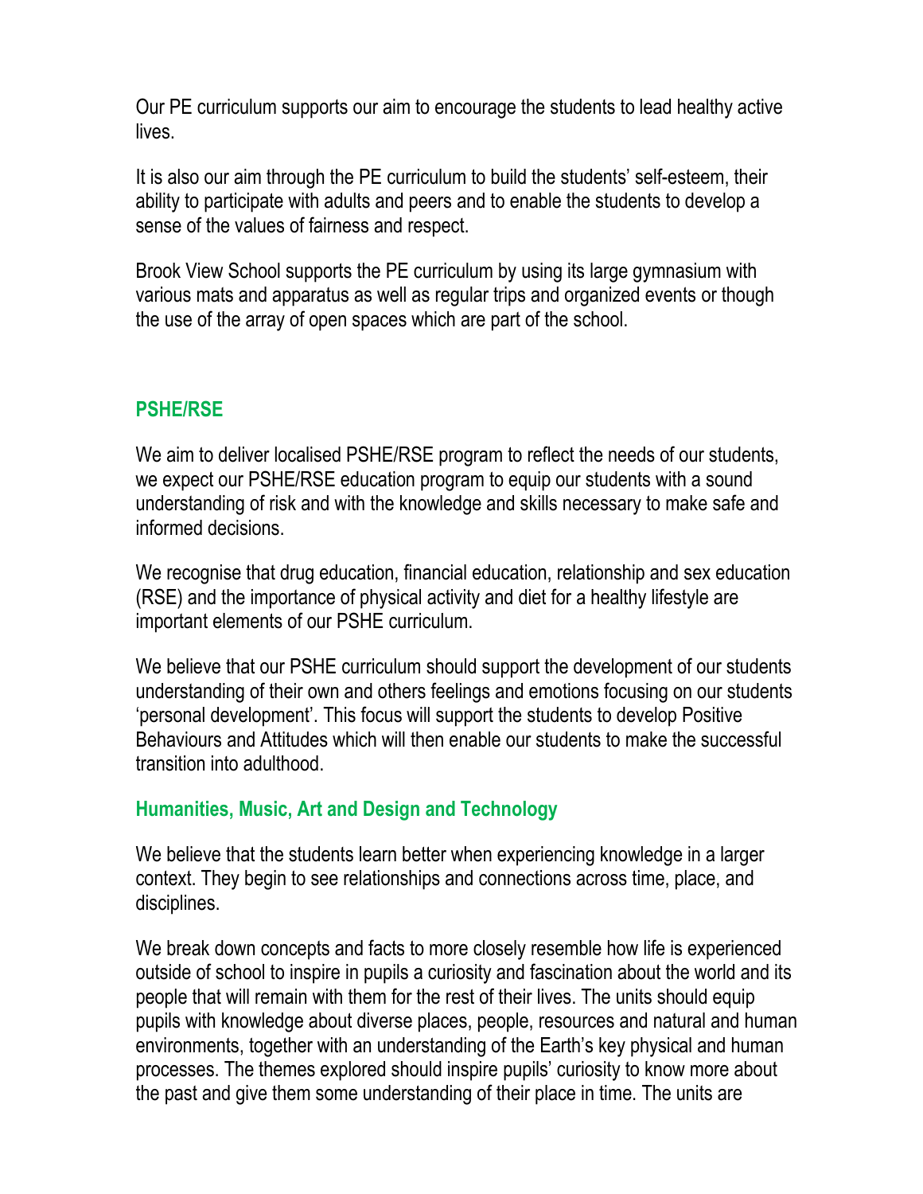Our PE curriculum supports our aim to encourage the students to lead healthy active lives.

It is also our aim through the PE curriculum to build the students' self-esteem, their ability to participate with adults and peers and to enable the students to develop a sense of the values of fairness and respect.

Brook View School supports the PE curriculum by using its large gymnasium with various mats and apparatus as well as regular trips and organized events or though the use of the array of open spaces which are part of the school.

## PSHE/RSE

We aim to deliver localised PSHE/RSE program to reflect the needs of our students, we expect our PSHE/RSE education program to equip our students with a sound understanding of risk and with the knowledge and skills necessary to make safe and informed decisions.

We recognise that drug education, financial education, relationship and sex education (RSE) and the importance of physical activity and diet for a healthy lifestyle are important elements of our PSHE curriculum.

We believe that our PSHE curriculum should support the development of our students understanding of their own and others feelings and emotions focusing on our students 'personal development'. This focus will support the students to develop Positive Behaviours and Attitudes which will then enable our students to make the successful transition into adulthood.

## Humanities, Music, Art and Design and Technology

We believe that the students learn better when experiencing knowledge in a larger context. They begin to see relationships and connections across time, place, and disciplines.

We break down concepts and facts to more closely resemble how life is experienced outside of school to inspire in pupils a curiosity and fascination about the world and its people that will remain with them for the rest of their lives. The units should equip pupils with knowledge about diverse places, people, resources and natural and human environments, together with an understanding of the Earth's key physical and human processes. The themes explored should inspire pupils' curiosity to know more about the past and give them some understanding of their place in time. The units are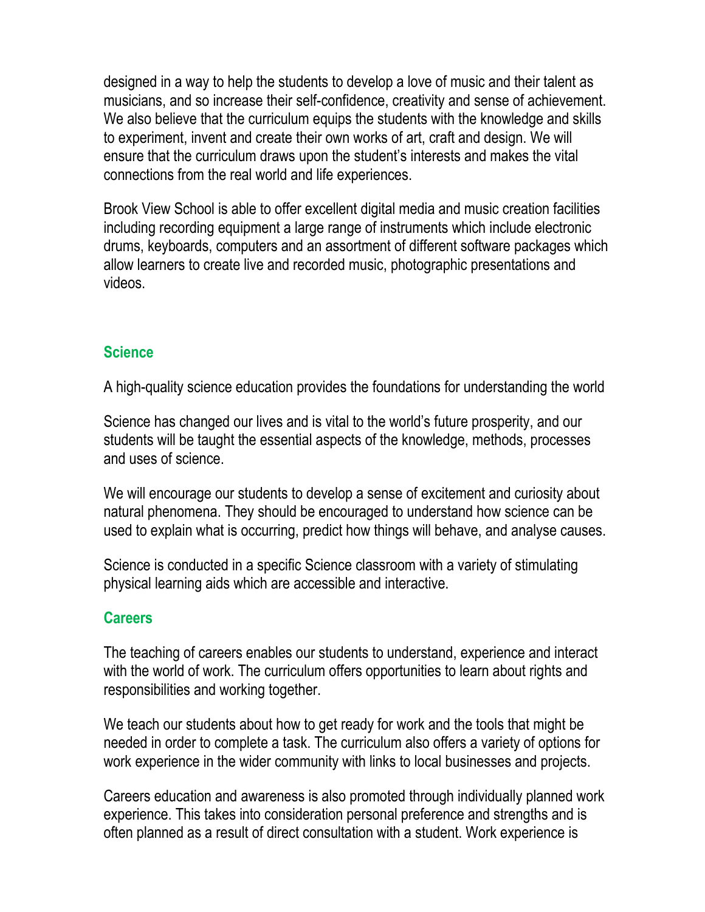designed in a way to help the students to develop a love of music and their talent as musicians, and so increase their self-confidence, creativity and sense of achievement. We also believe that the curriculum equips the students with the knowledge and skills to experiment, invent and create their own works of art, craft and design. We will ensure that the curriculum draws upon the student's interests and makes the vital connections from the real world and life experiences.

Brook View School is able to offer excellent digital media and music creation facilities including recording equipment a large range of instruments which include electronic drums, keyboards, computers and an assortment of different software packages which allow learners to create live and recorded music, photographic presentations and videos.

## Science

A high-quality science education provides the foundations for understanding the world

Science has changed our lives and is vital to the world's future prosperity, and our students will be taught the essential aspects of the knowledge, methods, processes and uses of science.

We will encourage our students to develop a sense of excitement and curiosity about natural phenomena. They should be encouraged to understand how science can be used to explain what is occurring, predict how things will behave, and analyse causes.

Science is conducted in a specific Science classroom with a variety of stimulating physical learning aids which are accessible and interactive.

## Careers

The teaching of careers enables our students to understand, experience and interact with the world of work. The curriculum offers opportunities to learn about rights and responsibilities and working together.

We teach our students about how to get ready for work and the tools that might be needed in order to complete a task. The curriculum also offers a variety of options for work experience in the wider community with links to local businesses and projects.

Careers education and awareness is also promoted through individually planned work experience. This takes into consideration personal preference and strengths and is often planned as a result of direct consultation with a student. Work experience is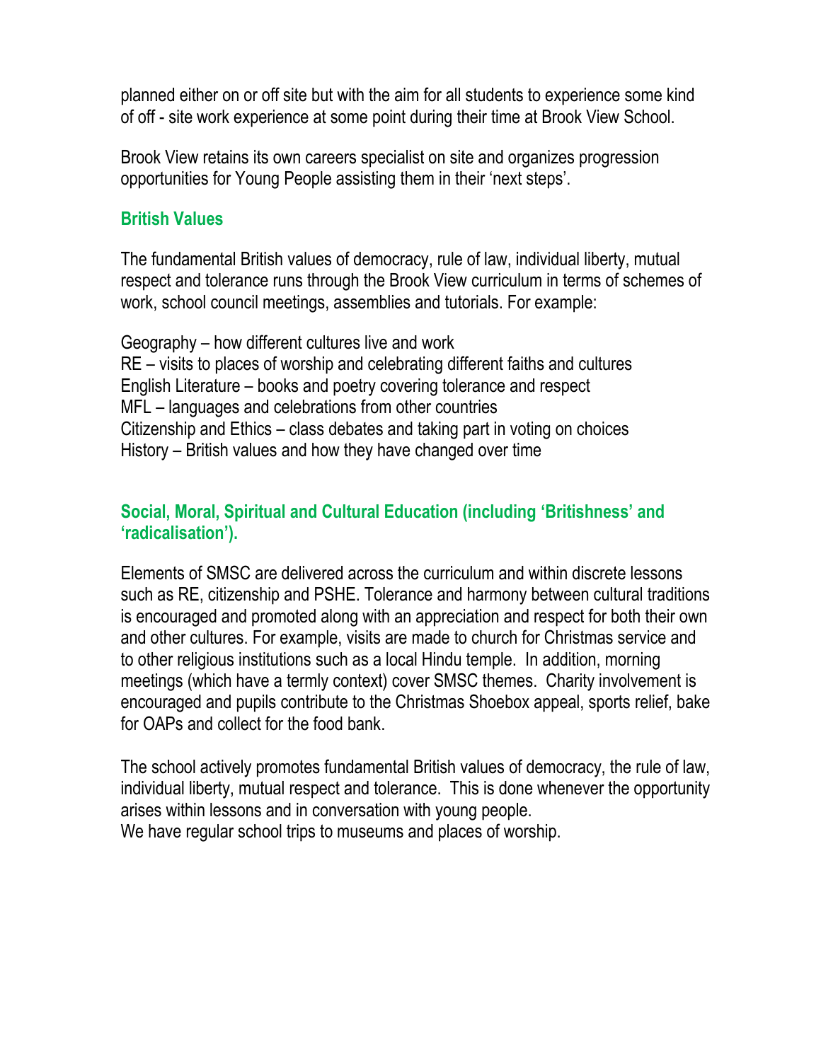planned either on or off site but with the aim for all students to experience some kind of off - site work experience at some point during their time at Brook View School.

Brook View retains its own careers specialist on site and organizes progression opportunities for Young People assisting them in their 'next steps'.

## British Values

The fundamental British values of democracy, rule of law, individual liberty, mutual respect and tolerance runs through the Brook View curriculum in terms of schemes of work, school council meetings, assemblies and tutorials. For example:

Geography – how different cultures live and work
RE – visits to places of worship and celebrating different faiths and cultures
English Literature – books and poetry covering tolerance and respect
MFL – languages and celebrations from other countries
Citizenship and Ethics – class debates and taking part in voting on choices
History – British values and how they have changed over time

## Social, Moral, Spiritual and Cultural Education (including 'Britishness' and 'radicalisation').

Elements of SMSC are delivered across the curriculum and within discrete lessons such as RE, citizenship and PSHE. Tolerance and harmony between cultural traditions is encouraged and promoted along with an appreciation and respect for both their own and other cultures. For example, visits are made to church for Christmas service and to other religious institutions such as a local Hindu temple. In addition, morning meetings (which have a termly context) cover SMSC themes. Charity involvement is encouraged and pupils contribute to the Christmas Shoebox appeal, sports relief, bake for OAPs and collect for the food bank.

The school actively promotes fundamental British values of democracy, the rule of law, individual liberty, mutual respect and tolerance. This is done whenever the opportunity arises within lessons and in conversation with young people.
We have regular school trips to museums and places of worship.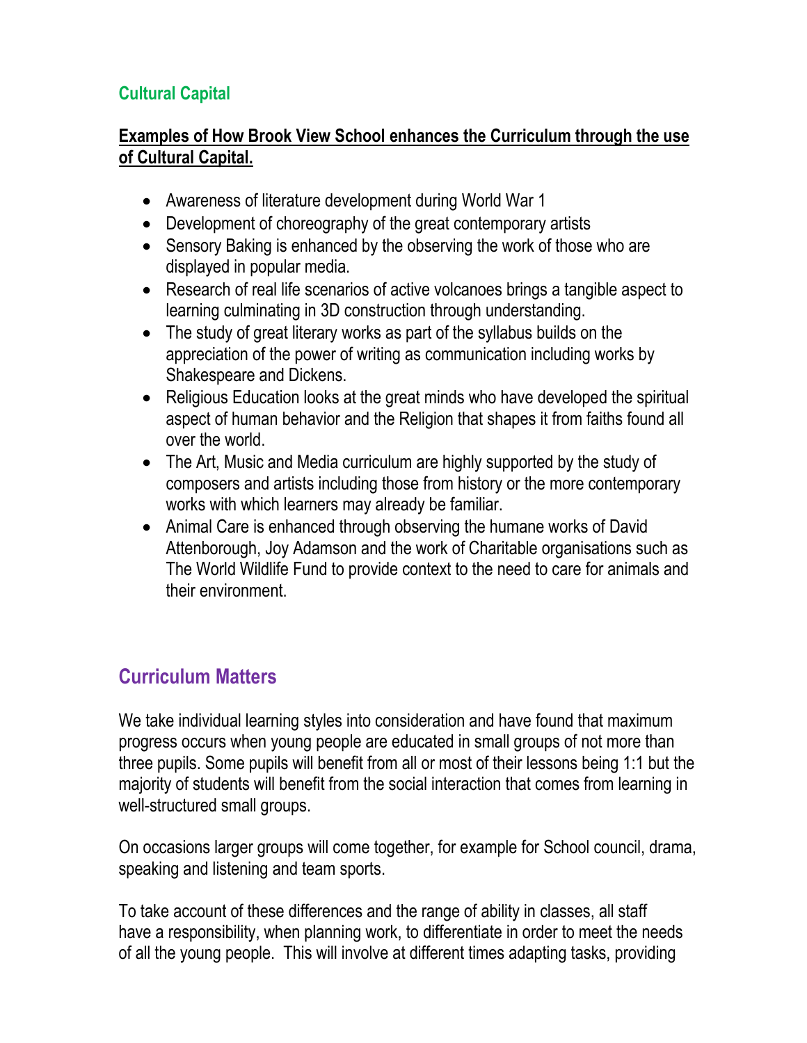## Cultural Capital

**Examples of How Brook View School enhances the Curriculum through the use of Cultural Capital.**

- Awareness of literature development during World War 1
- Development of choreography of the great contemporary artists
- Sensory Baking is enhanced by the observing the work of those who are displayed in popular media.
- Research of real life scenarios of active volcanoes brings a tangible aspect to learning culminating in 3D construction through understanding.
- The study of great literary works as part of the syllabus builds on the appreciation of the power of writing as communication including works by Shakespeare and Dickens.
- Religious Education looks at the great minds who have developed the spiritual aspect of human behavior and the Religion that shapes it from faiths found all over the world.
- The Art, Music and Media curriculum are highly supported by the study of composers and artists including those from history or the more contemporary works with which learners may already be familiar.
- Animal Care is enhanced through observing the humane works of David Attenborough, Joy Adamson and the work of Charitable organisations such as The World Wildlife Fund to provide context to the need to care for animals and their environment.

## Curriculum Matters

We take individual learning styles into consideration and have found that maximum progress occurs when young people are educated in small groups of not more than three pupils. Some pupils will benefit from all or most of their lessons being 1:1 but the majority of students will benefit from the social interaction that comes from learning in well-structured small groups.

On occasions larger groups will come together, for example for School council, drama, speaking and listening and team sports.

To take account of these differences and the range of ability in classes, all staff have a responsibility, when planning work, to differentiate in order to meet the needs of all the young people. This will involve at different times adapting tasks, providing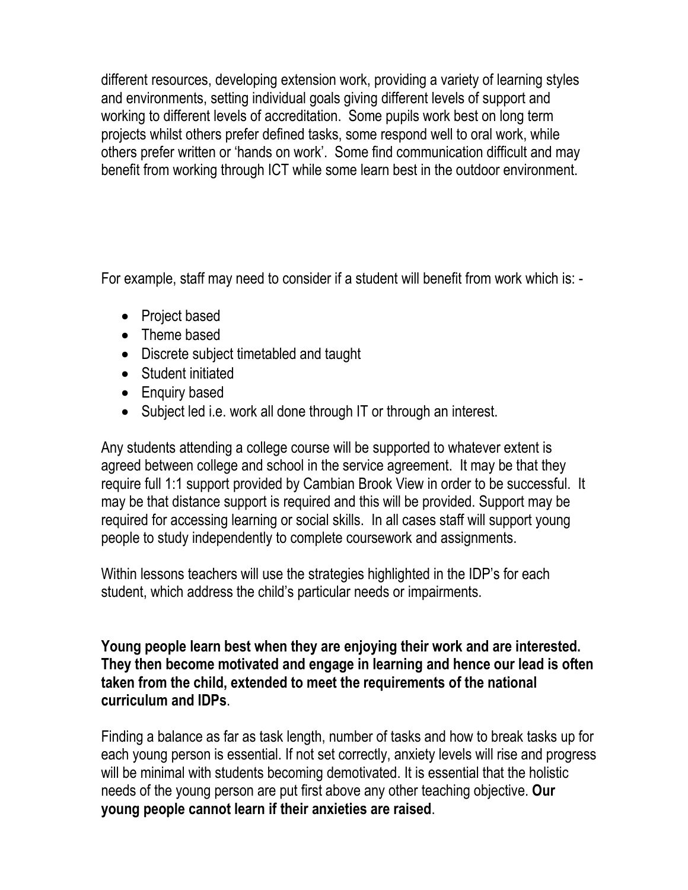different resources, developing extension work, providing a variety of learning styles and environments, setting individual goals giving different levels of support and working to different levels of accreditation. Some pupils work best on long term projects whilst others prefer defined tasks, some respond well to oral work, while others prefer written or 'hands on work'. Some find communication difficult and may benefit from working through ICT while some learn best in the outdoor environment.

For example, staff may need to consider if a student will benefit from work which is: -

- Project based
- Theme based
- Discrete subject timetabled and taught
- Student initiated
- Enquiry based
- Subject led i.e. work all done through IT or through an interest.

Any students attending a college course will be supported to whatever extent is agreed between college and school in the service agreement. It may be that they require full 1:1 support provided by Cambian Brook View in order to be successful. It may be that distance support is required and this will be provided. Support may be required for accessing learning or social skills. In all cases staff will support young people to study independently to complete coursework and assignments.

Within lessons teachers will use the strategies highlighted in the IDP's for each student, which address the child's particular needs or impairments.

**Young people learn best when they are enjoying their work and are interested. They then become motivated and engage in learning and hence our lead is often taken from the child, extended to meet the requirements of the national curriculum and IDPs**.

Finding a balance as far as task length, number of tasks and how to break tasks up for each young person is essential. If not set correctly, anxiety levels will rise and progress will be minimal with students becoming demotivated. It is essential that the holistic needs of the young person are put first above any other teaching objective. **Our young people cannot learn if their anxieties are raised**.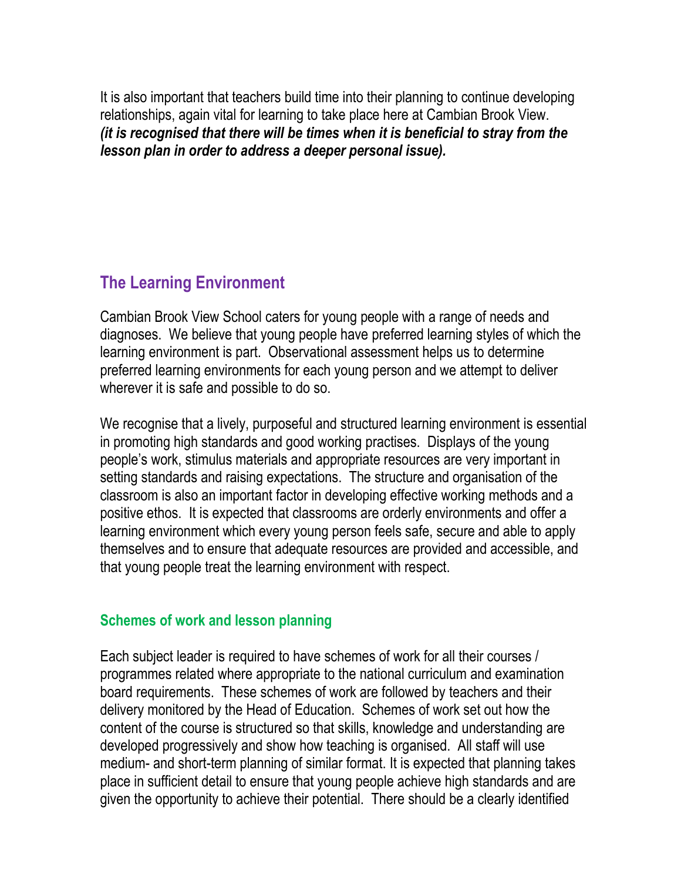It is also important that teachers build time into their planning to continue developing relationships, again vital for learning to take place here at Cambian Brook View. ***(it is recognised that there will be times when it is beneficial to stray from the lesson plan in order to address a deeper personal issue).***

## The Learning Environment

Cambian Brook View School caters for young people with a range of needs and diagnoses. We believe that young people have preferred learning styles of which the learning environment is part. Observational assessment helps us to determine preferred learning environments for each young person and we attempt to deliver wherever it is safe and possible to do so.

We recognise that a lively, purposeful and structured learning environment is essential in promoting high standards and good working practises. Displays of the young people's work, stimulus materials and appropriate resources are very important in setting standards and raising expectations. The structure and organisation of the classroom is also an important factor in developing effective working methods and a positive ethos. It is expected that classrooms are orderly environments and offer a learning environment which every young person feels safe, secure and able to apply themselves and to ensure that adequate resources are provided and accessible, and that young people treat the learning environment with respect.

### Schemes of work and lesson planning

Each subject leader is required to have schemes of work for all their courses / programmes related where appropriate to the national curriculum and examination board requirements. These schemes of work are followed by teachers and their delivery monitored by the Head of Education. Schemes of work set out how the content of the course is structured so that skills, knowledge and understanding are developed progressively and show how teaching is organised. All staff will use medium- and short-term planning of similar format. It is expected that planning takes place in sufficient detail to ensure that young people achieve high standards and are given the opportunity to achieve their potential. There should be a clearly identified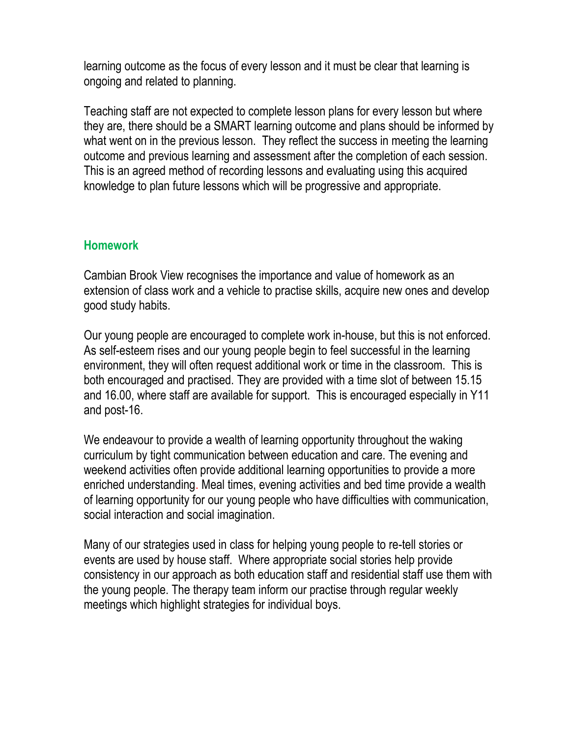learning outcome as the focus of every lesson and it must be clear that learning is ongoing and related to planning.

Teaching staff are not expected to complete lesson plans for every lesson but where they are, there should be a SMART learning outcome and plans should be informed by what went on in the previous lesson. They reflect the success in meeting the learning outcome and previous learning and assessment after the completion of each session. This is an agreed method of recording lessons and evaluating using this acquired knowledge to plan future lessons which will be progressive and appropriate.

## Homework

Cambian Brook View recognises the importance and value of homework as an extension of class work and a vehicle to practise skills, acquire new ones and develop good study habits.

Our young people are encouraged to complete work in-house, but this is not enforced. As self-esteem rises and our young people begin to feel successful in the learning environment, they will often request additional work or time in the classroom. This is both encouraged and practised. They are provided with a time slot of between 15.15 and 16.00, where staff are available for support. This is encouraged especially in Y11 and post-16.

We endeavour to provide a wealth of learning opportunity throughout the waking curriculum by tight communication between education and care. The evening and weekend activities often provide additional learning opportunities to provide a more enriched understanding. Meal times, evening activities and bed time provide a wealth of learning opportunity for our young people who have difficulties with communication, social interaction and social imagination.

Many of our strategies used in class for helping young people to re-tell stories or events are used by house staff. Where appropriate social stories help provide consistency in our approach as both education staff and residential staff use them with the young people. The therapy team inform our practise through regular weekly meetings which highlight strategies for individual boys.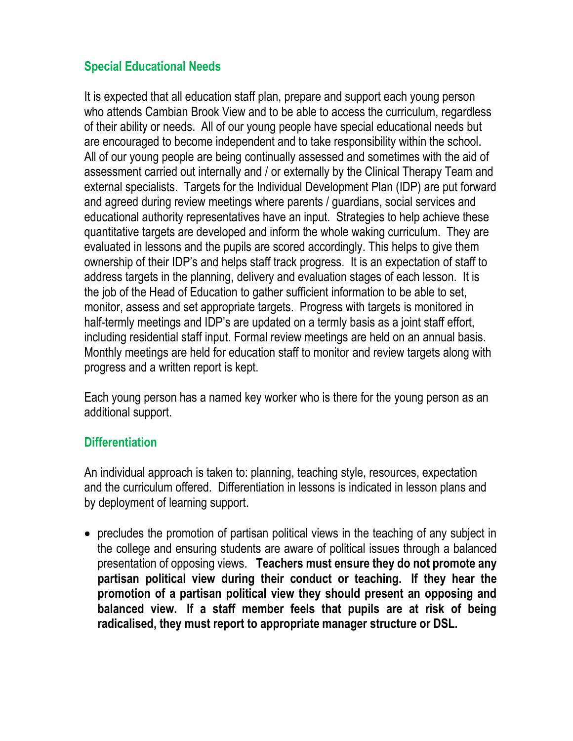## Special Educational Needs

It is expected that all education staff plan, prepare and support each young person who attends Cambian Brook View and to be able to access the curriculum, regardless of their ability or needs. All of our young people have special educational needs but are encouraged to become independent and to take responsibility within the school. All of our young people are being continually assessed and sometimes with the aid of assessment carried out internally and / or externally by the Clinical Therapy Team and external specialists. Targets for the Individual Development Plan (IDP) are put forward and agreed during review meetings where parents / guardians, social services and educational authority representatives have an input. Strategies to help achieve these quantitative targets are developed and inform the whole waking curriculum. They are evaluated in lessons and the pupils are scored accordingly. This helps to give them ownership of their IDP's and helps staff track progress. It is an expectation of staff to address targets in the planning, delivery and evaluation stages of each lesson. It is the job of the Head of Education to gather sufficient information to be able to set, monitor, assess and set appropriate targets. Progress with targets is monitored in half-termly meetings and IDP's are updated on a termly basis as a joint staff effort, including residential staff input. Formal review meetings are held on an annual basis. Monthly meetings are held for education staff to monitor and review targets along with progress and a written report is kept.

Each young person has a named key worker who is there for the young person as an additional support.

## Differentiation

An individual approach is taken to: planning, teaching style, resources, expectation and the curriculum offered. Differentiation in lessons is indicated in lesson plans and by deployment of learning support.

- precludes the promotion of partisan political views in the teaching of any subject in the college and ensuring students are aware of political issues through a balanced presentation of opposing views. **Teachers must ensure they do not promote any partisan political view during their conduct or teaching. If they hear the promotion of a partisan political view they should present an opposing and balanced view. If a staff member feels that pupils are at risk of being radicalised, they must report to appropriate manager structure or DSL.**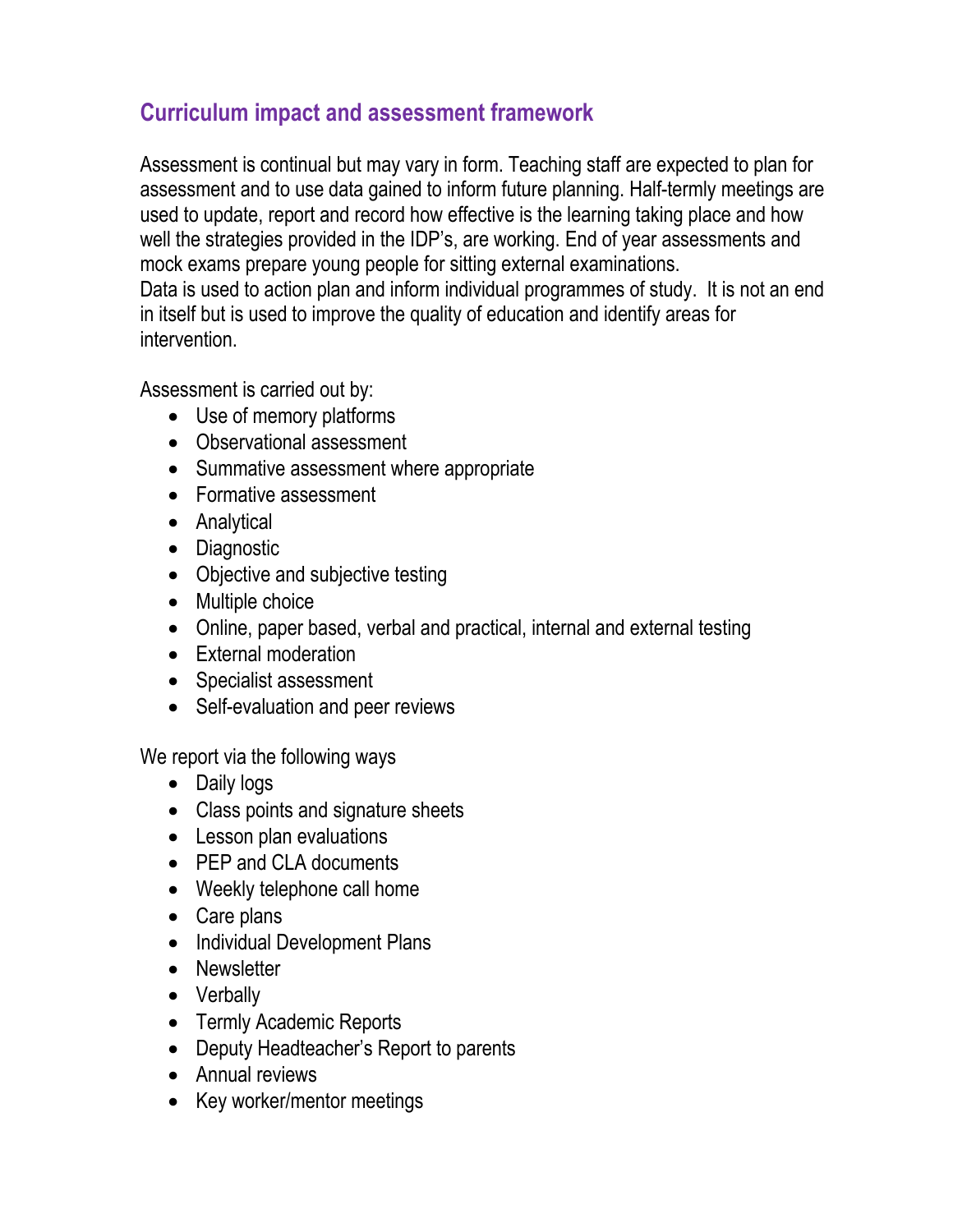## Curriculum impact and assessment framework

Assessment is continual but may vary in form. Teaching staff are expected to plan for assessment and to use data gained to inform future planning. Half-termly meetings are used to update, report and record how effective is the learning taking place and how well the strategies provided in the IDP's, are working. End of year assessments and mock exams prepare young people for sitting external examinations.
Data is used to action plan and inform individual programmes of study. It is not an end in itself but is used to improve the quality of education and identify areas for intervention.

Assessment is carried out by:

- Use of memory platforms
- Observational assessment
- Summative assessment where appropriate
- Formative assessment
- Analytical
- Diagnostic
- Objective and subjective testing
- Multiple choice
- Online, paper based, verbal and practical, internal and external testing
- External moderation
- Specialist assessment
- Self-evaluation and peer reviews

We report via the following ways

- Daily logs
- Class points and signature sheets
- Lesson plan evaluations
- PEP and CLA documents
- Weekly telephone call home
- Care plans
- Individual Development Plans
- Newsletter
- Verbally
- Termly Academic Reports
- Deputy Headteacher's Report to parents
- Annual reviews
- Key worker/mentor meetings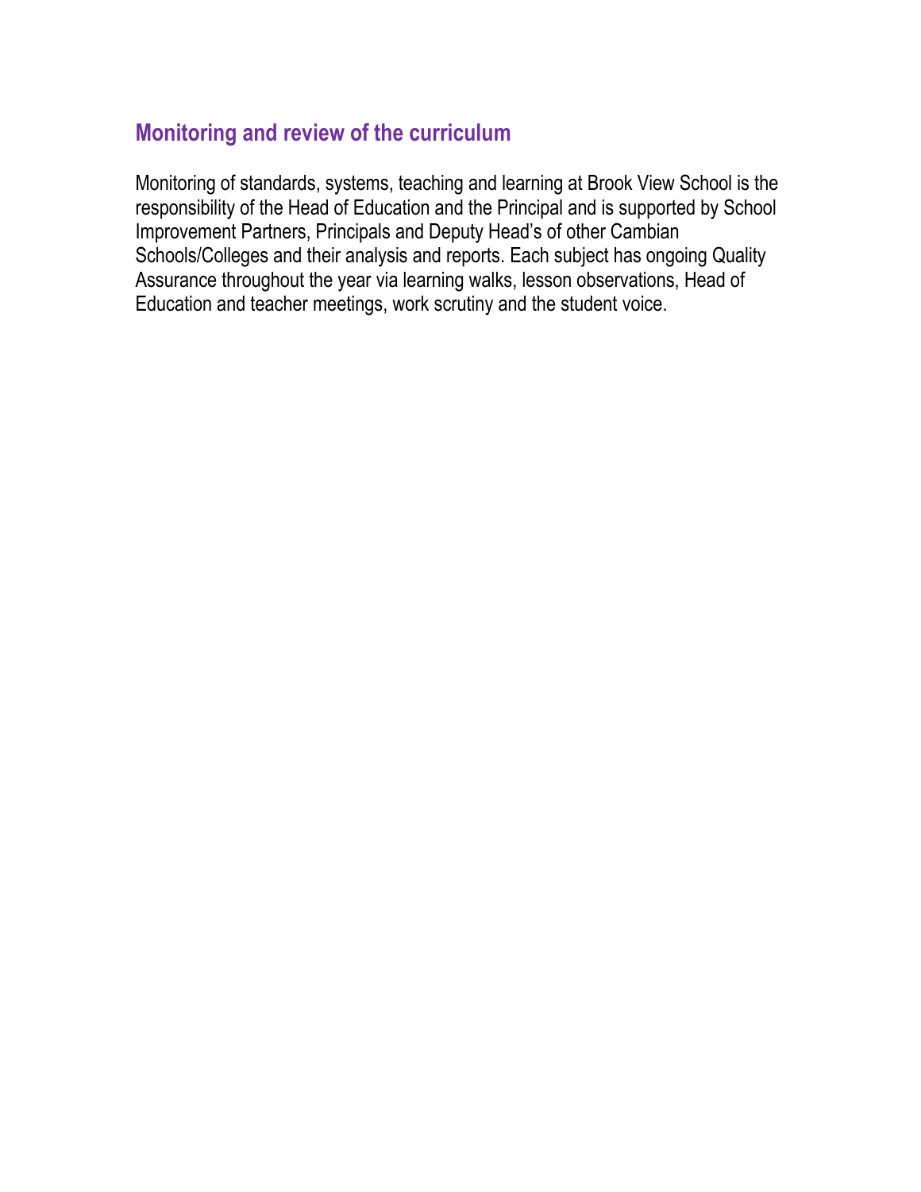## Monitoring and review of the curriculum

Monitoring of standards, systems, teaching and learning at Brook View School is the responsibility of the Head of Education and the Principal and is supported by School Improvement Partners, Principals and Deputy Head's of other Cambian Schools/Colleges and their analysis and reports. Each subject has ongoing Quality Assurance throughout the year via learning walks, lesson observations, Head of Education and teacher meetings, work scrutiny and the student voice.